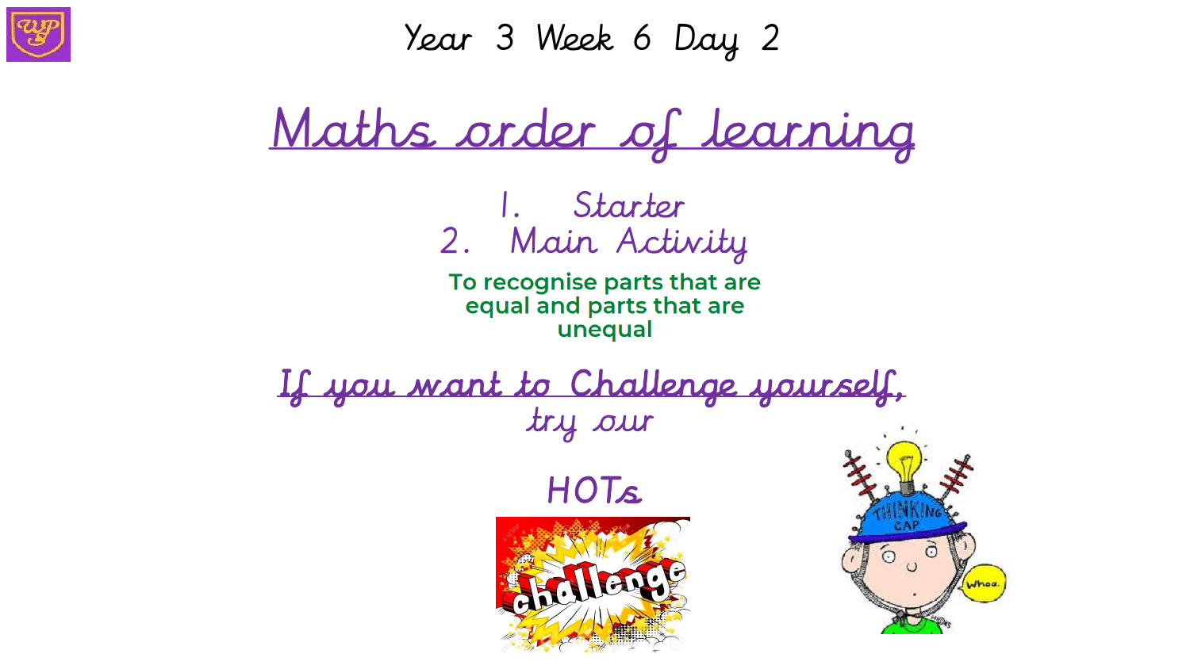# Year 3 Week 6 Day 2

## Maths order of learning

1. Starter
2. Main Activity

**To recognise parts that are equal and parts that are unequal**

If you want to Challenge yourself, try our

HOTs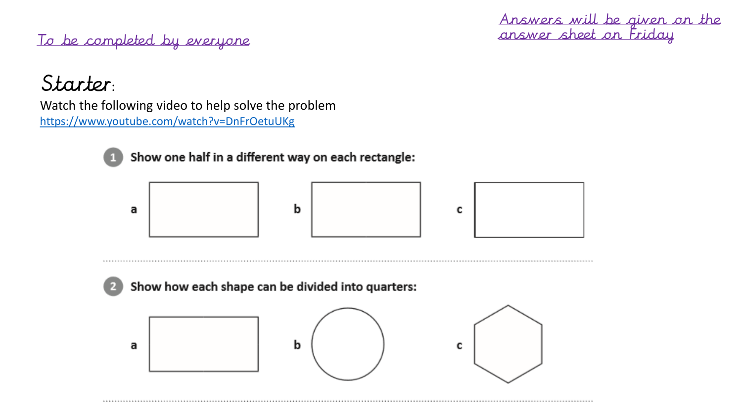To be completed by everyone

Answers will be given on the answer sheet on Friday

## Starter:

Watch the following video to help solve the problem

https://www.youtube.com/watch?v=DnFrOetuUKg

**1 Show one half in a different way on each rectangle:**

a

b

c

**2 Show how each shape can be divided into quarters:**

a

b

c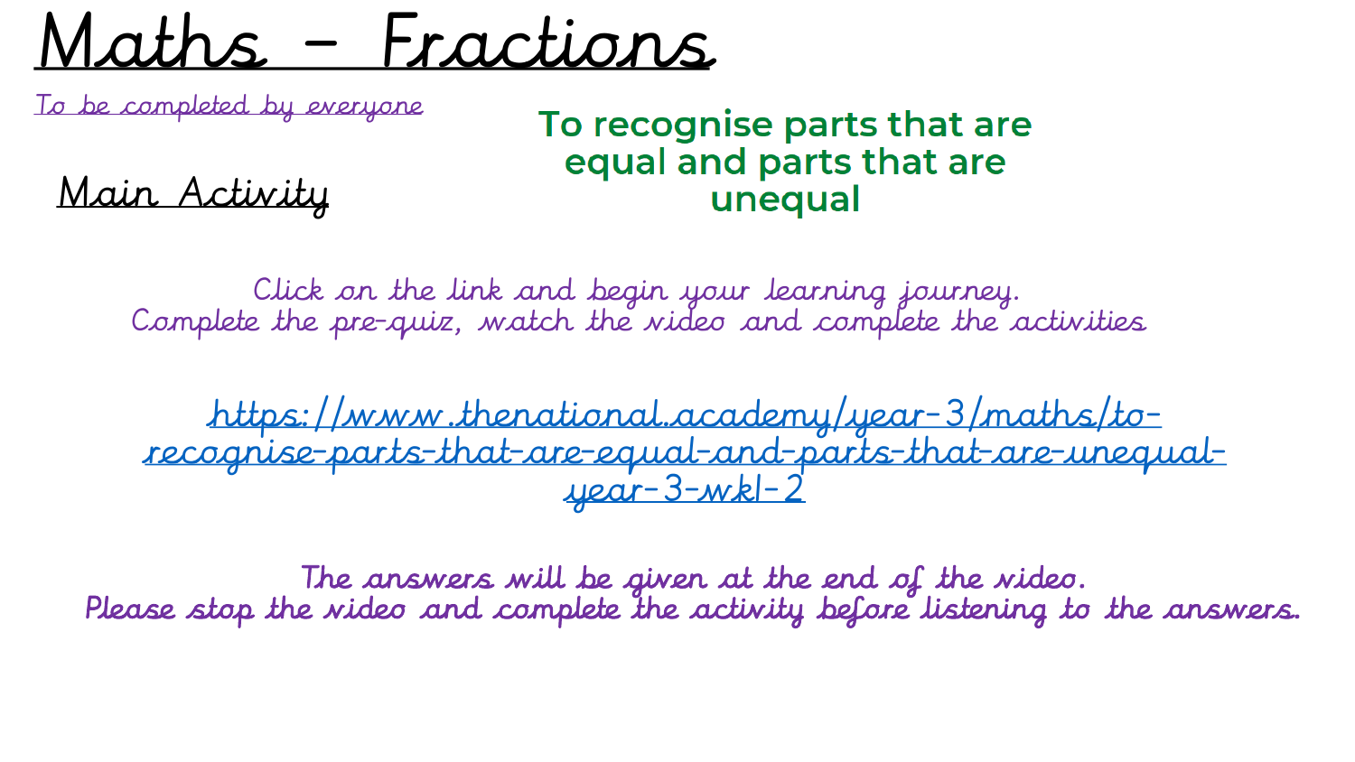# Maths - Fractions

To be completed by everyone

## Main Activity

**To recognise parts that are equal and parts that are unequal**

Click on the link and begin your learning journey.
Complete the pre-quiz, watch the video and complete the activities

https://www.thenational.academy/year-3/maths/to-recognise-parts-that-are-equal-and-parts-that-are-unequal-year-3-wk1-2

The answers will be given at the end of the video.
Please stop the video and complete the activity before listening to the answers.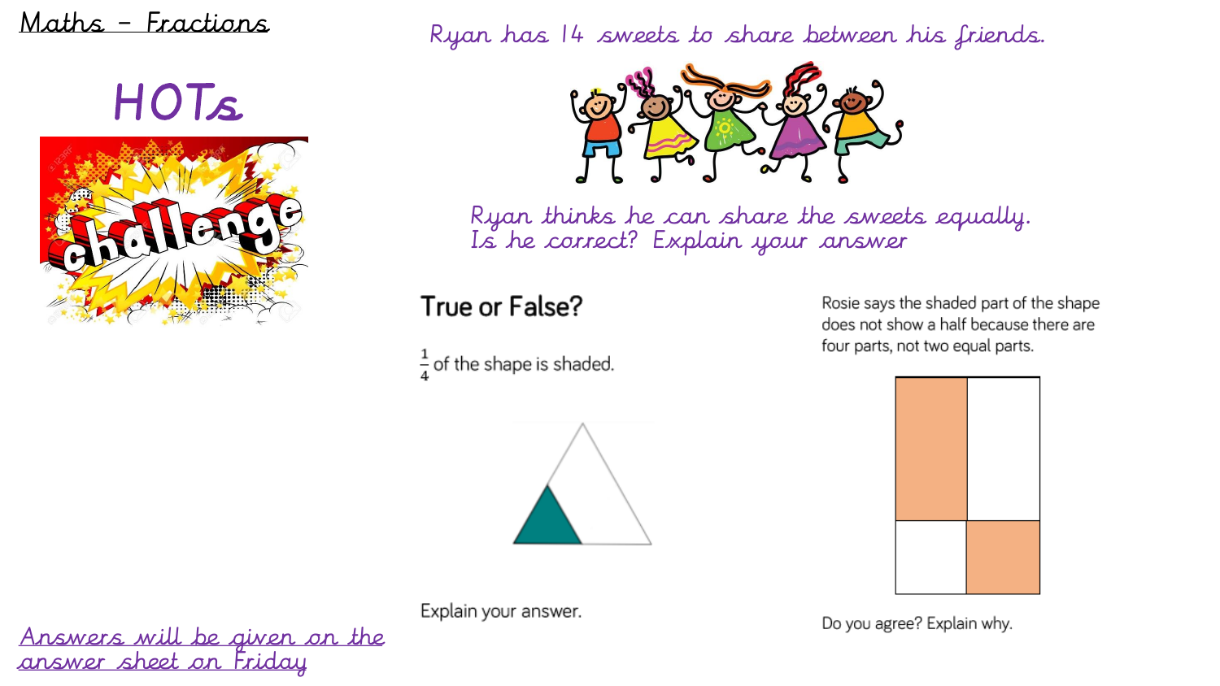# Maths – Fractions

## HOTs

challenge

Ryan has 14 sweets to share between his friends.

Ryan thinks he can share the sweets equally.
Is he correct? Explain your answer

**True or False?**

$\frac{1}{4}$ of the shape is shaded.

Explain your answer.

Rosie says the shaded part of the shape does not show a half because there are four parts, not two equal parts.

Do you agree? Explain why.

Answers will be given on the answer sheet on Friday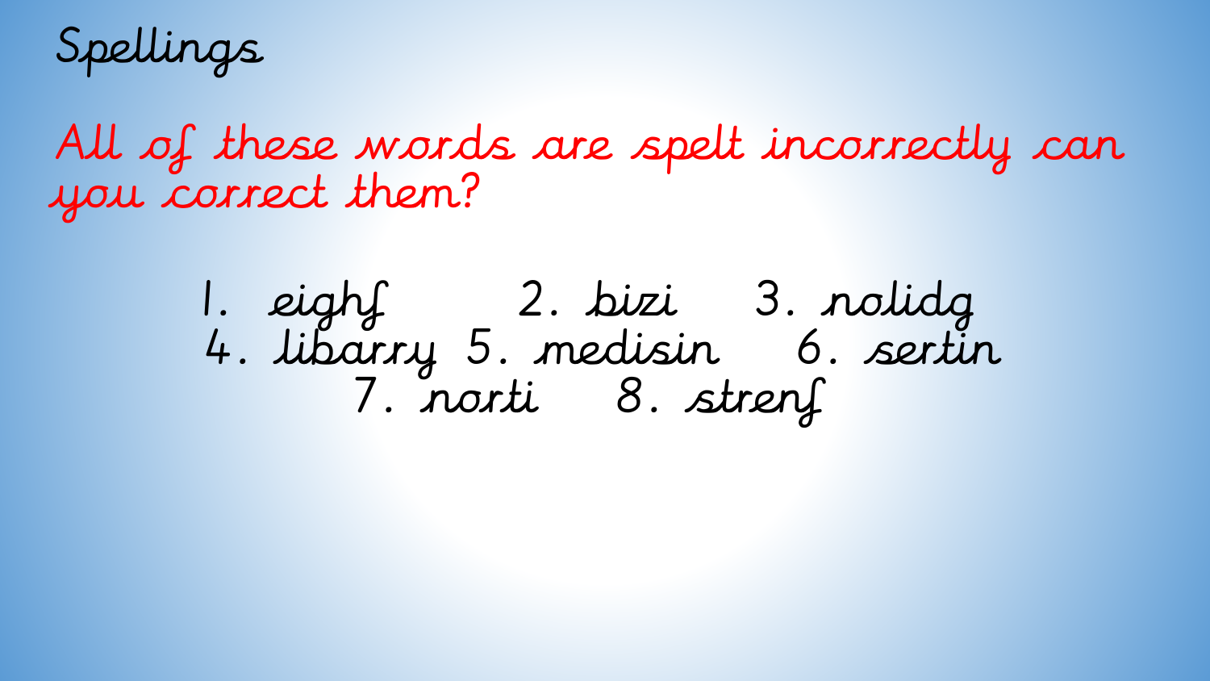# Spellings

All of these words are spelt incorrectly can you correct them?

1. eighf 2. bizi 3. nolidg
4. libarry 5. medisin 6. sertin
7. norti 8. strenf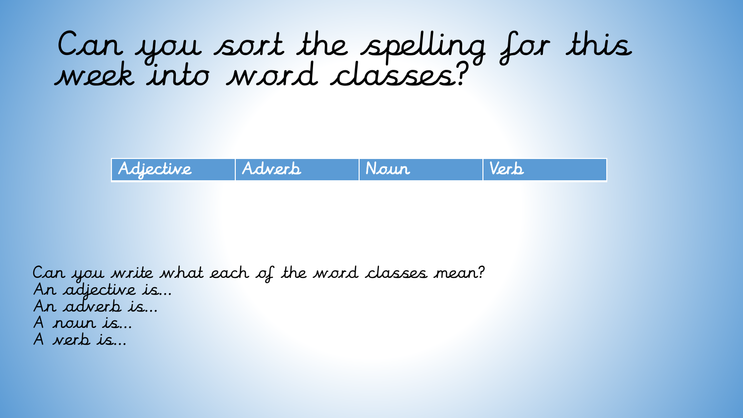# Can you sort the spelling for this week into word classes?

| Adjective | Adverb | Noun | Verb |
| --- | --- | --- | --- |

Can you write what each of the word classes mean?
An adjective is…
An adverb is…
A noun is…
A verb is…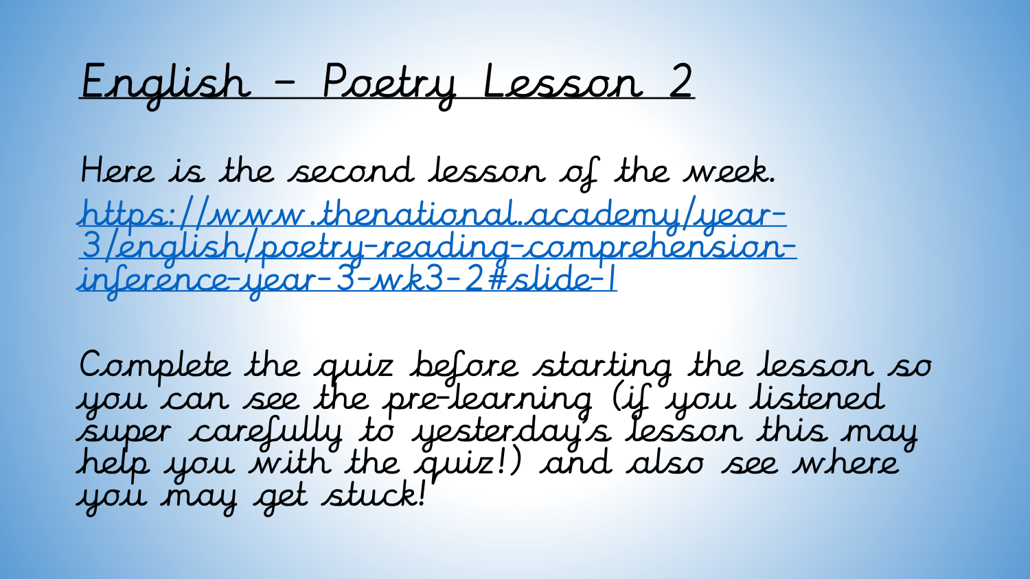# English – Poetry Lesson 2

Here is the second lesson of the week.
https://www.thenational.academy/year-3/english/poetry-reading-comprehension-inference-year-3-wk3-2#slide-1

Complete the quiz before starting the lesson so you can see the pre-learning (if you listened super carefully to yesterday's lesson this may help you with the quiz!) and also see where you may get stuck!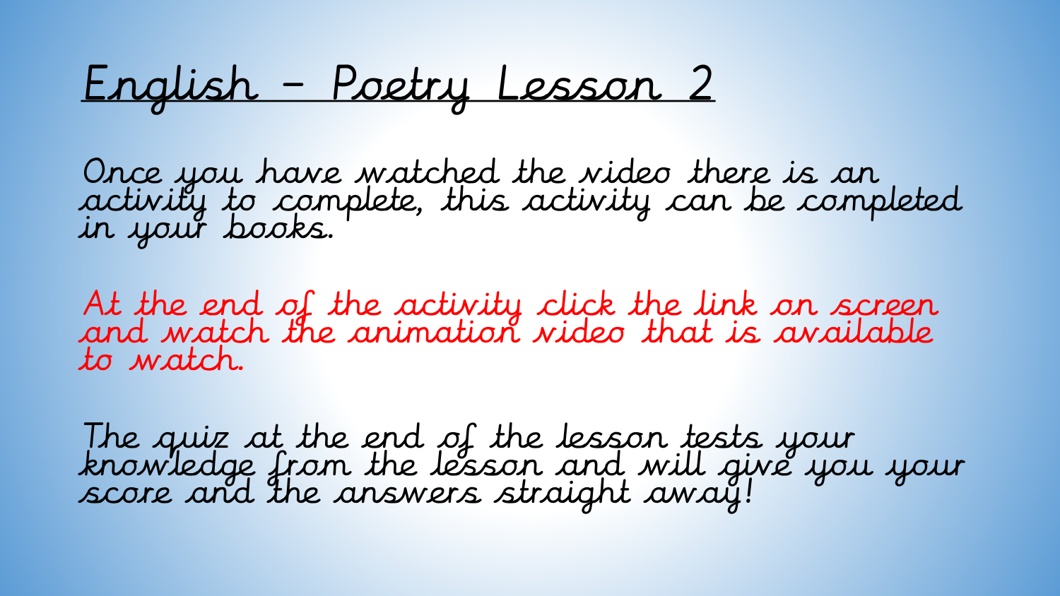# English - Poetry Lesson 2

Once you have watched the video there is an activity to complete, this activity can be completed in your books.

At the end of the activity click the link on screen and watch the animation video that is available to watch.

The quiz at the end of the lesson tests your knowledge from the lesson and will give you your score and the answers straight away!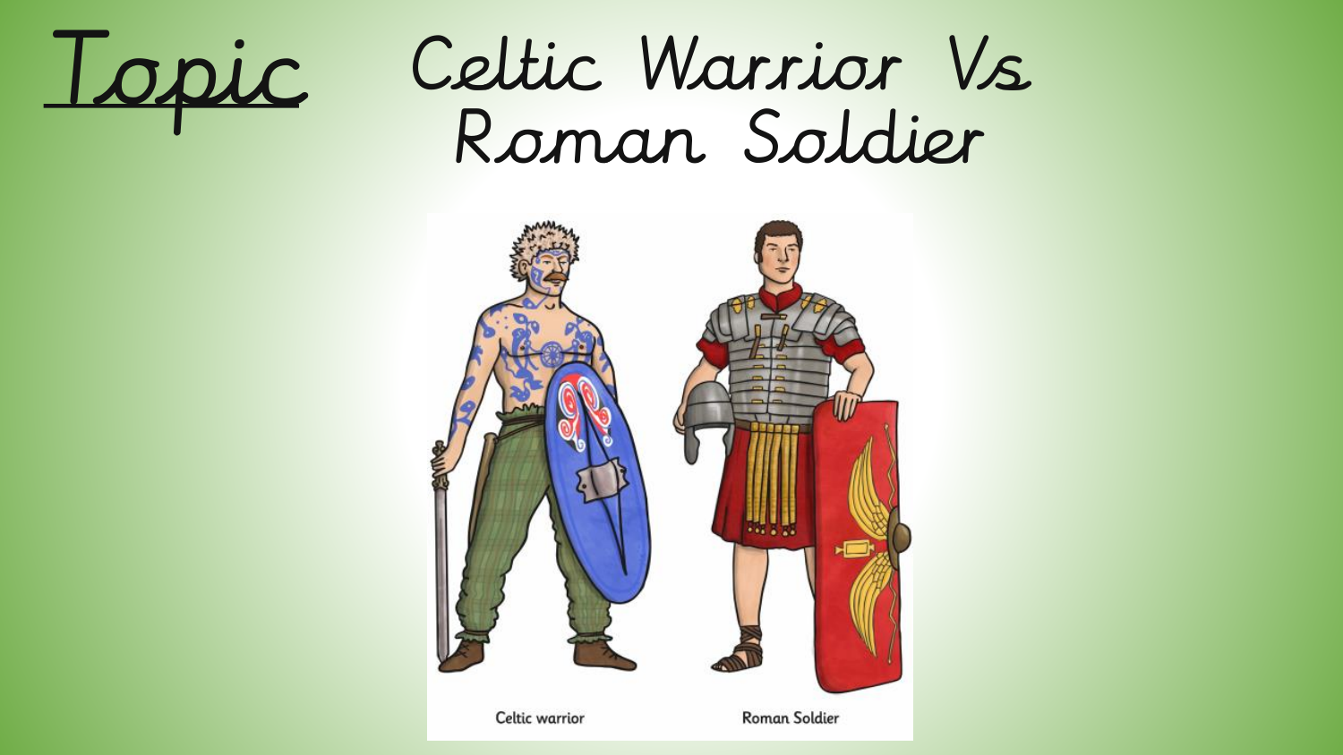# Topic

# Celtic Warrior Vs Roman Soldier

Celtic warrior

Roman Soldier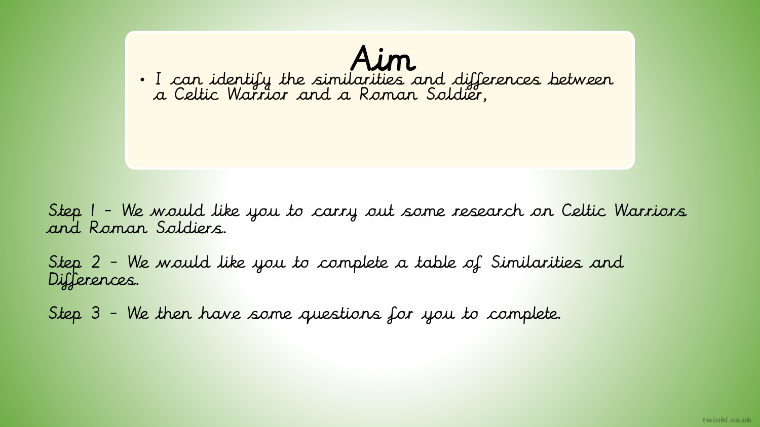# Aim

- I can identify the similarities and differences between a Celtic Warrior and a Roman Soldier,

Step 1 – We would like you to carry out some research on Celtic Warriors and Roman Soldiers.

Step 2 – We would like you to complete a table of Similarities and Differences.

Step 3 – We then have some questions for you to complete.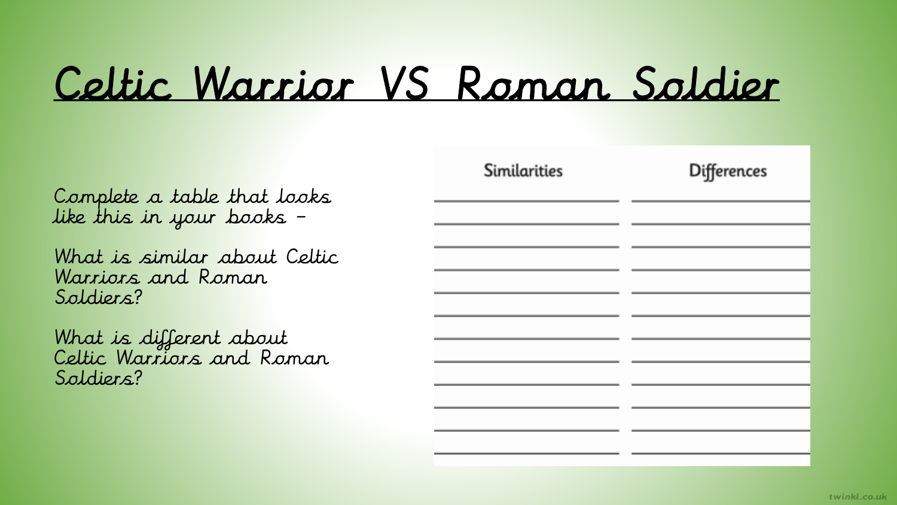# Celtic Warrior VS Roman Soldier

Complete a table that looks like this in your books –

What is similar about Celtic Warriors and Roman Soldiers?

What is different about Celtic Warriors and Roman Soldiers?

| Similarities | Differences |
| --- | --- |
| | |
| | |
| | |
| | |
| | |
| | |
| | |
| | |
| | |
| | |
| | |
| | |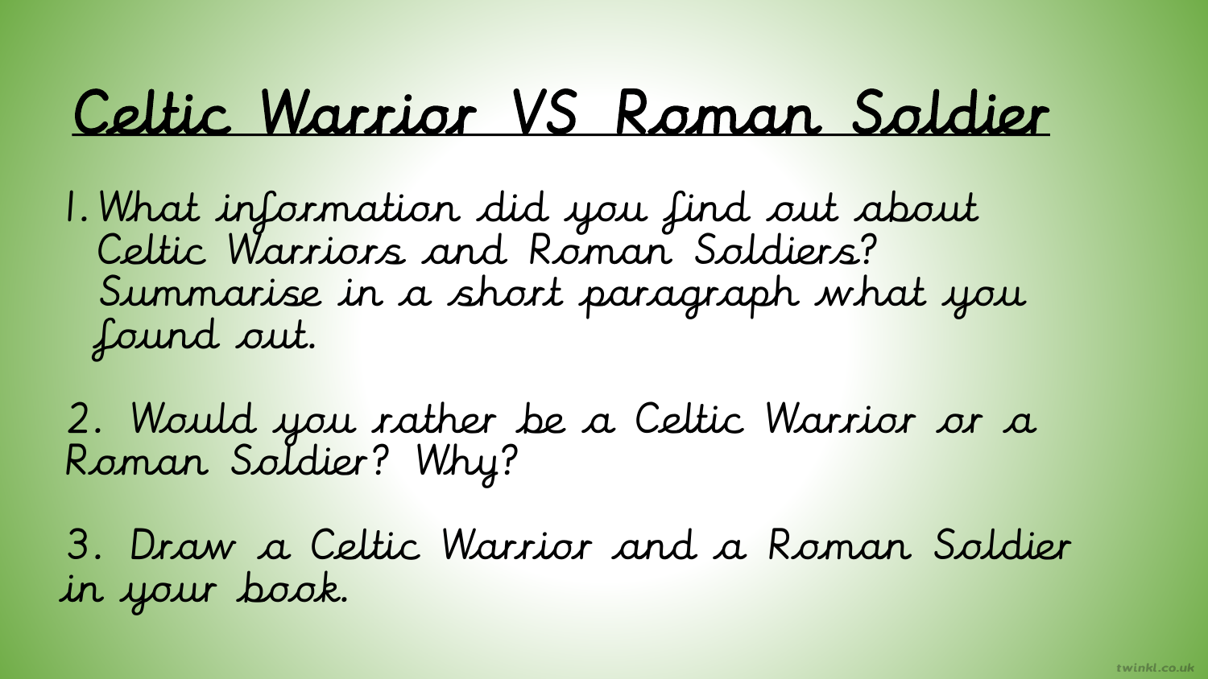# Celtic Warrior VS Roman Soldier

1. What information did you find out about Celtic Warriors and Roman Soldiers? Summarise in a short paragraph what you found out.

2. Would you rather be a Celtic Warrior or a Roman Soldier? Why?

3. Draw a Celtic Warrior and a Roman Soldier in your book.